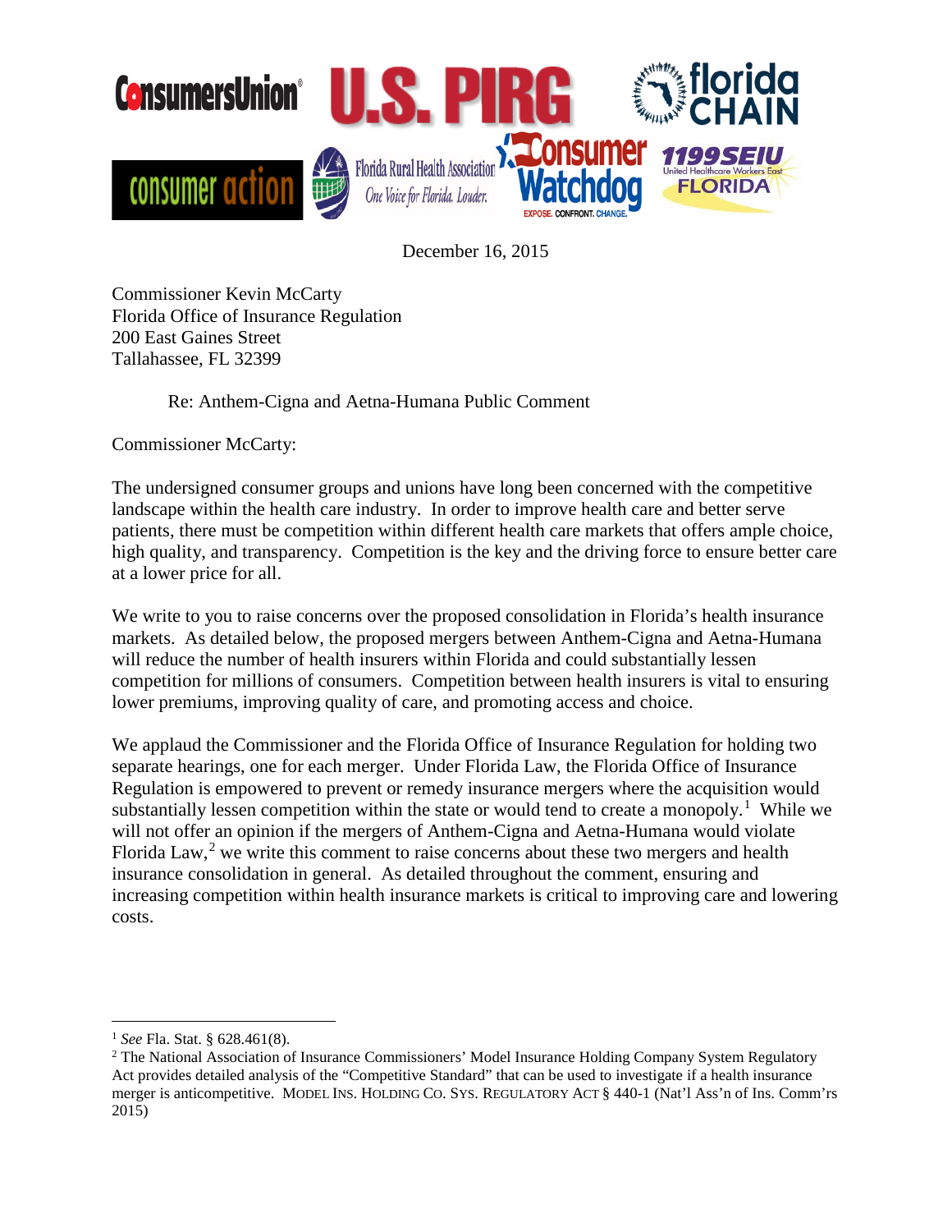December 16, 2015

Commissioner Kevin McCarty
Florida Office of Insurance Regulation
200 East Gaines Street
Tallahassee, FL 32399

Re: Anthem-Cigna and Aetna-Humana Public Comment

Commissioner McCarty:

The undersigned consumer groups and unions have long been concerned with the competitive landscape within the health care industry. In order to improve health care and better serve patients, there must be competition within different health care markets that offers ample choice, high quality, and transparency. Competition is the key and the driving force to ensure better care at a lower price for all.

We write to you to raise concerns over the proposed consolidation in Florida's health insurance markets. As detailed below, the proposed mergers between Anthem-Cigna and Aetna-Humana will reduce the number of health insurers within Florida and could substantially lessen competition for millions of consumers. Competition between health insurers is vital to ensuring lower premiums, improving quality of care, and promoting access and choice.

We applaud the Commissioner and the Florida Office of Insurance Regulation for holding two separate hearings, one for each merger. Under Florida Law, the Florida Office of Insurance Regulation is empowered to prevent or remedy insurance mergers where the acquisition would substantially lessen competition within the state or would tend to create a monopoly.[1] While we will not offer an opinion if the mergers of Anthem-Cigna and Aetna-Humana would violate Florida Law,[2] we write this comment to raise concerns about these two mergers and health insurance consolidation in general. As detailed throughout the comment, ensuring and increasing competition within health insurance markets is critical to improving care and lowering costs.

---

[1] *See* Fla. Stat. § 628.461(8).

[2] The National Association of Insurance Commissioners' Model Insurance Holding Company System Regulatory Act provides detailed analysis of the "Competitive Standard" that can be used to investigate if a health insurance merger is anticompetitive. MODEL INS. HOLDING CO. SYS. REGULATORY ACT § 440-1 (Nat'l Ass'n of Ins. Comm'rs 2015)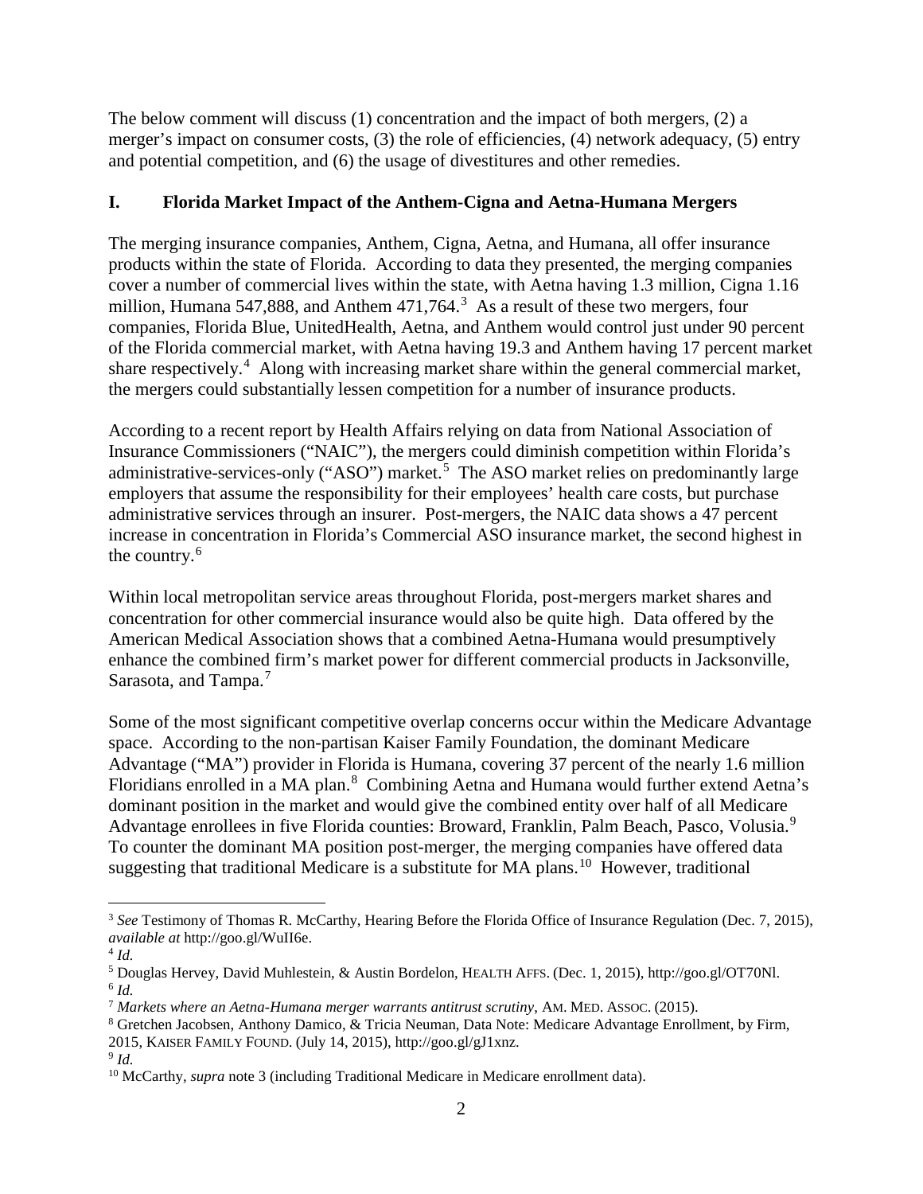The below comment will discuss (1) concentration and the impact of both mergers, (2) a merger's impact on consumer costs, (3) the role of efficiencies, (4) network adequacy, (5) entry and potential competition, and (6) the usage of divestitures and other remedies.

## I. Florida Market Impact of the Anthem-Cigna and Aetna-Humana Mergers

The merging insurance companies, Anthem, Cigna, Aetna, and Humana, all offer insurance products within the state of Florida. According to data they presented, the merging companies cover a number of commercial lives within the state, with Aetna having 1.3 million, Cigna 1.16 million, Humana 547,888, and Anthem 471,764.[3] As a result of these two mergers, four companies, Florida Blue, UnitedHealth, Aetna, and Anthem would control just under 90 percent of the Florida commercial market, with Aetna having 19.3 and Anthem having 17 percent market share respectively.[4] Along with increasing market share within the general commercial market, the mergers could substantially lessen competition for a number of insurance products.

According to a recent report by Health Affairs relying on data from National Association of Insurance Commissioners ("NAIC"), the mergers could diminish competition within Florida's administrative-services-only ("ASO") market.[5] The ASO market relies on predominantly large employers that assume the responsibility for their employees' health care costs, but purchase administrative services through an insurer. Post-mergers, the NAIC data shows a 47 percent increase in concentration in Florida's Commercial ASO insurance market, the second highest in the country.[6]

Within local metropolitan service areas throughout Florida, post-mergers market shares and concentration for other commercial insurance would also be quite high. Data offered by the American Medical Association shows that a combined Aetna-Humana would presumptively enhance the combined firm's market power for different commercial products in Jacksonville, Sarasota, and Tampa.[7]

Some of the most significant competitive overlap concerns occur within the Medicare Advantage space. According to the non-partisan Kaiser Family Foundation, the dominant Medicare Advantage ("MA") provider in Florida is Humana, covering 37 percent of the nearly 1.6 million Floridians enrolled in a MA plan.[8] Combining Aetna and Humana would further extend Aetna's dominant position in the market and would give the combined entity over half of all Medicare Advantage enrollees in five Florida counties: Broward, Franklin, Palm Beach, Pasco, Volusia.[9] To counter the dominant MA position post-merger, the merging companies have offered data suggesting that traditional Medicare is a substitute for MA plans.[10] However, traditional

---

[3] *See* Testimony of Thomas R. McCarthy, Hearing Before the Florida Office of Insurance Regulation (Dec. 7, 2015), *available at* http://goo.gl/WuII6e.

[4] *Id.*

[5] Douglas Hervey, David Muhlestein, & Austin Bordelon, HEALTH AFFS. (Dec. 1, 2015), http://goo.gl/OT70Nl.

[6] *Id.*

[7] *Markets where an Aetna-Humana merger warrants antitrust scrutiny*, AM. MED. ASSOC. (2015).

[8] Gretchen Jacobsen, Anthony Damico, & Tricia Neuman, Data Note: Medicare Advantage Enrollment, by Firm, 2015, KAISER FAMILY FOUND. (July 14, 2015), http://goo.gl/gJ1xnz.

[9] *Id.*

[10] McCarthy, *supra* note 3 (including Traditional Medicare in Medicare enrollment data).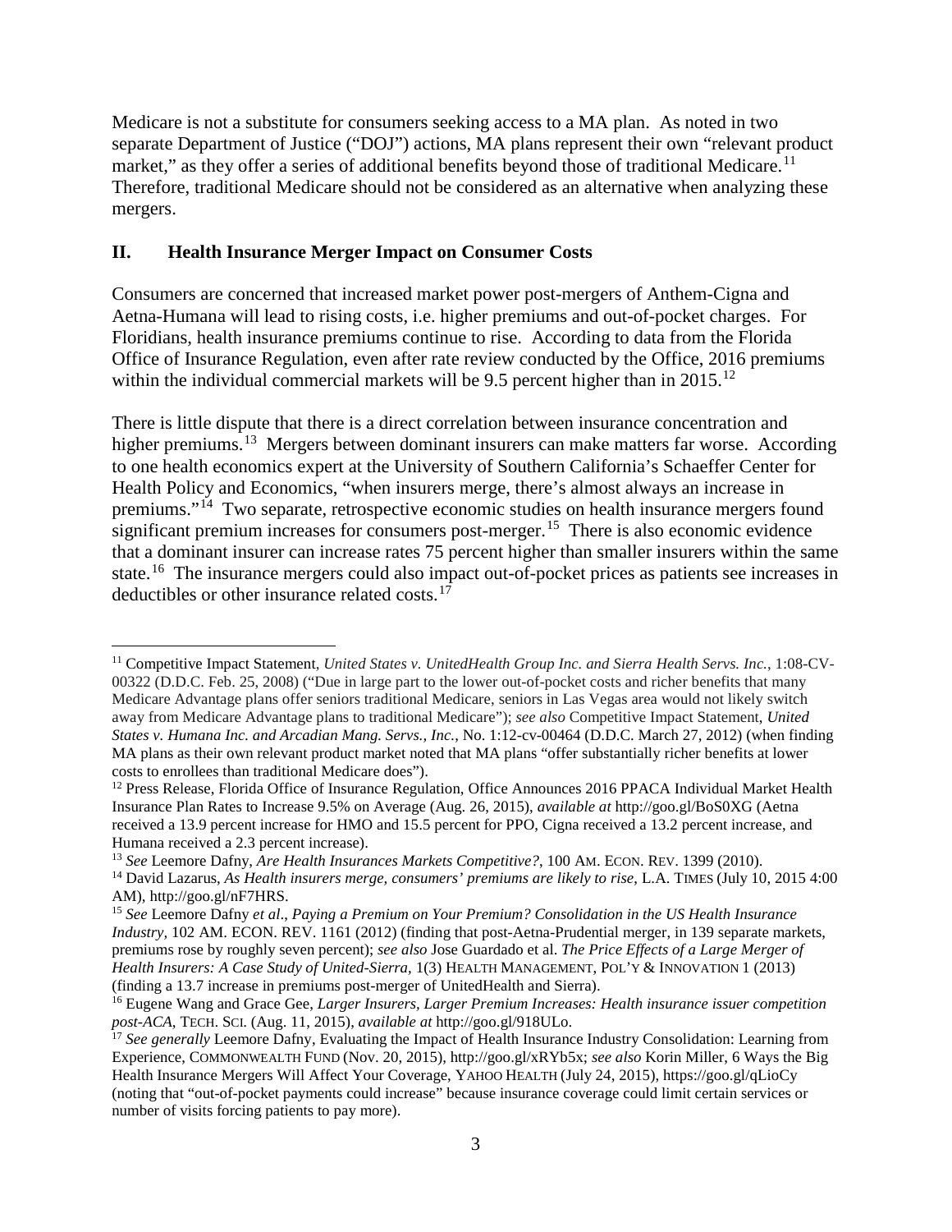Medicare is not a substitute for consumers seeking access to a MA plan. As noted in two separate Department of Justice ("DOJ") actions, MA plans represent their own "relevant product market," as they offer a series of additional benefits beyond those of traditional Medicare.[11] Therefore, traditional Medicare should not be considered as an alternative when analyzing these mergers.

## II. Health Insurance Merger Impact on Consumer Costs

Consumers are concerned that increased market power post-mergers of Anthem-Cigna and Aetna-Humana will lead to rising costs, i.e. higher premiums and out-of-pocket charges. For Floridians, health insurance premiums continue to rise. According to data from the Florida Office of Insurance Regulation, even after rate review conducted by the Office, 2016 premiums within the individual commercial markets will be 9.5 percent higher than in 2015.[12]

There is little dispute that there is a direct correlation between insurance concentration and higher premiums.[13] Mergers between dominant insurers can make matters far worse. According to one health economics expert at the University of Southern California's Schaeffer Center for Health Policy and Economics, "when insurers merge, there's almost always an increase in premiums."[14] Two separate, retrospective economic studies on health insurance mergers found significant premium increases for consumers post-merger.[15] There is also economic evidence that a dominant insurer can increase rates 75 percent higher than smaller insurers within the same state.[16] The insurance mergers could also impact out-of-pocket prices as patients see increases in deductibles or other insurance related costs.[17]

---

[11] Competitive Impact Statement, *United States v. UnitedHealth Group Inc. and Sierra Health Servs. Inc.*, 1:08-CV-00322 (D.D.C. Feb. 25, 2008) ("Due in large part to the lower out-of-pocket costs and richer benefits that many Medicare Advantage plans offer seniors traditional Medicare, seniors in Las Vegas area would not likely switch away from Medicare Advantage plans to traditional Medicare"); *see also* Competitive Impact Statement, *United States v. Humana Inc. and Arcadian Mang. Servs., Inc.*, No. 1:12-cv-00464 (D.D.C. March 27, 2012) (when finding MA plans as their own relevant product market noted that MA plans "offer substantially richer benefits at lower costs to enrollees than traditional Medicare does").

[12] Press Release, Florida Office of Insurance Regulation, Office Announces 2016 PPACA Individual Market Health Insurance Plan Rates to Increase 9.5% on Average (Aug. 26, 2015), *available at* http://goo.gl/BoS0XG (Aetna received a 13.9 percent increase for HMO and 15.5 percent for PPO, Cigna received a 13.2 percent increase, and Humana received a 2.3 percent increase).

[13] *See* Leemore Dafny, *Are Health Insurances Markets Competitive?*, 100 AM. ECON. REV. 1399 (2010).

[14] David Lazarus, *As Health insurers merge, consumers' premiums are likely to rise*, L.A. TIMES (July 10, 2015 4:00 AM), http://goo.gl/nF7HRS.

[15] *See* Leemore Dafny *et al*., *Paying a Premium on Your Premium? Consolidation in the US Health Insurance Industry,* 102 AM. ECON. REV. 1161 (2012) (finding that post-Aetna-Prudential merger, in 139 separate markets, premiums rose by roughly seven percent); *see also* Jose Guardado et al. *The Price Effects of a Large Merger of Health Insurers: A Case Study of United-Sierra,* 1(3) HEALTH MANAGEMENT, POL'Y & INNOVATION 1 (2013) (finding a 13.7 increase in premiums post-merger of UnitedHealth and Sierra).

[16] Eugene Wang and Grace Gee, *Larger Insurers, Larger Premium Increases: Health insurance issuer competition post-ACA*, TECH. SCI. (Aug. 11, 2015), *available at* http://goo.gl/918ULo.

[17] *See generally* Leemore Dafny, Evaluating the Impact of Health Insurance Industry Consolidation: Learning from Experience, COMMONWEALTH FUND (Nov. 20, 2015), http://goo.gl/xRYb5x; *see also* Korin Miller, 6 Ways the Big Health Insurance Mergers Will Affect Your Coverage, YAHOO HEALTH (July 24, 2015), https://goo.gl/qLioCy (noting that "out-of-pocket payments could increase" because insurance coverage could limit certain services or number of visits forcing patients to pay more).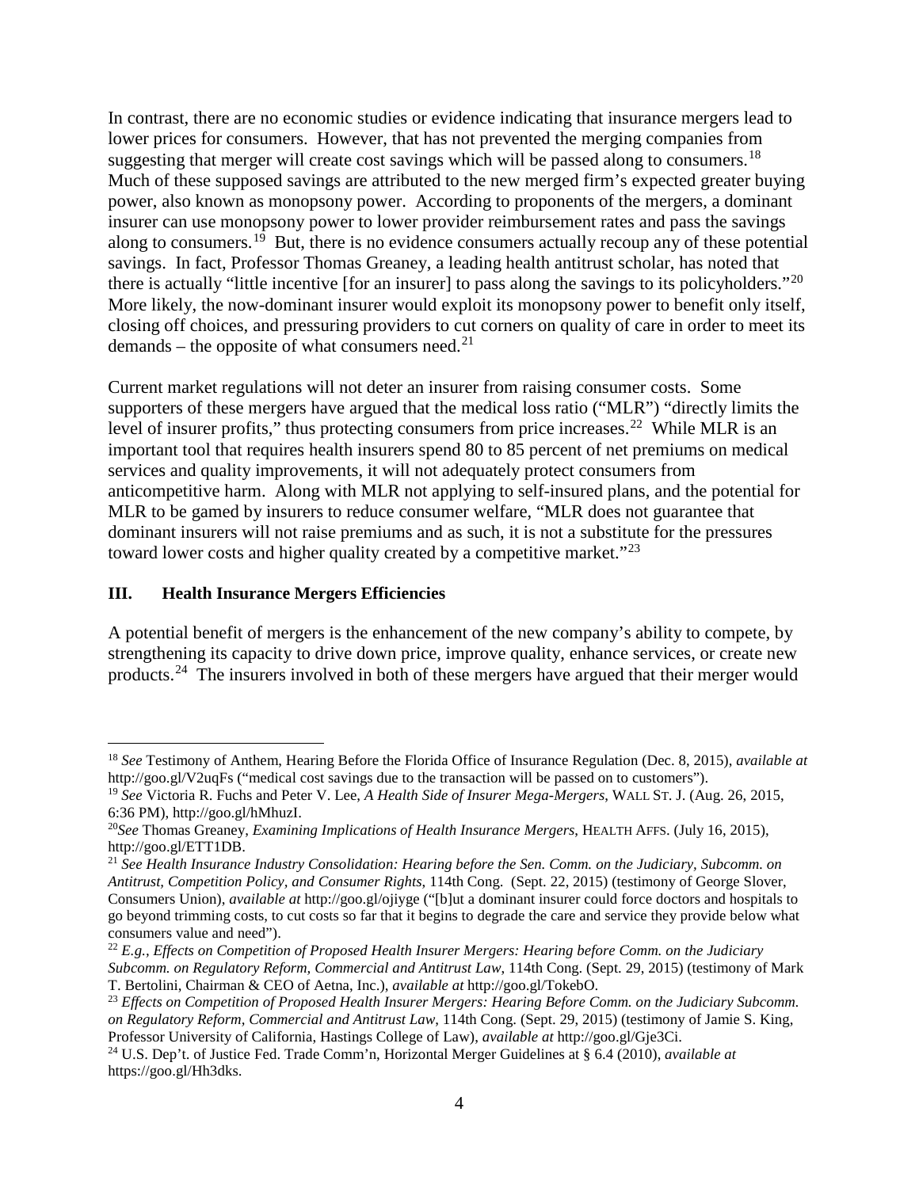In contrast, there are no economic studies or evidence indicating that insurance mergers lead to lower prices for consumers. However, that has not prevented the merging companies from suggesting that merger will create cost savings which will be passed along to consumers.[18] Much of these supposed savings are attributed to the new merged firm's expected greater buying power, also known as monopsony power. According to proponents of the mergers, a dominant insurer can use monopsony power to lower provider reimbursement rates and pass the savings along to consumers.[19] But, there is no evidence consumers actually recoup any of these potential savings. In fact, Professor Thomas Greaney, a leading health antitrust scholar, has noted that there is actually "little incentive [for an insurer] to pass along the savings to its policyholders."[20] More likely, the now-dominant insurer would exploit its monopsony power to benefit only itself, closing off choices, and pressuring providers to cut corners on quality of care in order to meet its demands – the opposite of what consumers need.[21]

Current market regulations will not deter an insurer from raising consumer costs. Some supporters of these mergers have argued that the medical loss ratio ("MLR") "directly limits the level of insurer profits," thus protecting consumers from price increases.[22] While MLR is an important tool that requires health insurers spend 80 to 85 percent of net premiums on medical services and quality improvements, it will not adequately protect consumers from anticompetitive harm. Along with MLR not applying to self-insured plans, and the potential for MLR to be gamed by insurers to reduce consumer welfare, "MLR does not guarantee that dominant insurers will not raise premiums and as such, it is not a substitute for the pressures toward lower costs and higher quality created by a competitive market."[23]

## III. Health Insurance Mergers Efficiencies

A potential benefit of mergers is the enhancement of the new company's ability to compete, by strengthening its capacity to drive down price, improve quality, enhance services, or create new products.[24] The insurers involved in both of these mergers have argued that their merger would

---

[18] *See* Testimony of Anthem, Hearing Before the Florida Office of Insurance Regulation (Dec. 8, 2015), *available at* http://goo.gl/V2uqFs ("medical cost savings due to the transaction will be passed on to customers").

[19] *See* Victoria R. Fuchs and Peter V. Lee, *A Health Side of Insurer Mega-Mergers*, WALL ST. J. (Aug. 26, 2015, 6:36 PM), http://goo.gl/hMhuzI.

[20] *See* Thomas Greaney, *Examining Implications of Health Insurance Mergers*, HEALTH AFFS. (July 16, 2015), http://goo.gl/ETT1DB.

[21] *See Health Insurance Industry Consolidation: Hearing before the Sen. Comm. on the Judiciary, Subcomm. on Antitrust, Competition Policy, and Consumer Rights*, 114th Cong. (Sept. 22, 2015) (testimony of George Slover, Consumers Union), *available at* http://goo.gl/ojiyge ("[b]ut a dominant insurer could force doctors and hospitals to go beyond trimming costs, to cut costs so far that it begins to degrade the care and service they provide below what consumers value and need").

[22] *E.g.*, *Effects on Competition of Proposed Health Insurer Mergers: Hearing before Comm. on the Judiciary Subcomm. on Regulatory Reform, Commercial and Antitrust Law*, 114th Cong. (Sept. 29, 2015) (testimony of Mark T. Bertolini, Chairman & CEO of Aetna, Inc.), *available at* http://goo.gl/TokebO.

[23] *Effects on Competition of Proposed Health Insurer Mergers: Hearing Before Comm. on the Judiciary Subcomm. on Regulatory Reform, Commercial and Antitrust Law*, 114th Cong. (Sept. 29, 2015) (testimony of Jamie S. King, Professor University of California, Hastings College of Law), *available at* http://goo.gl/Gje3Ci.

[24] U.S. Dep't. of Justice Fed. Trade Comm'n, Horizontal Merger Guidelines at § 6.4 (2010), *available at* https://goo.gl/Hh3dks.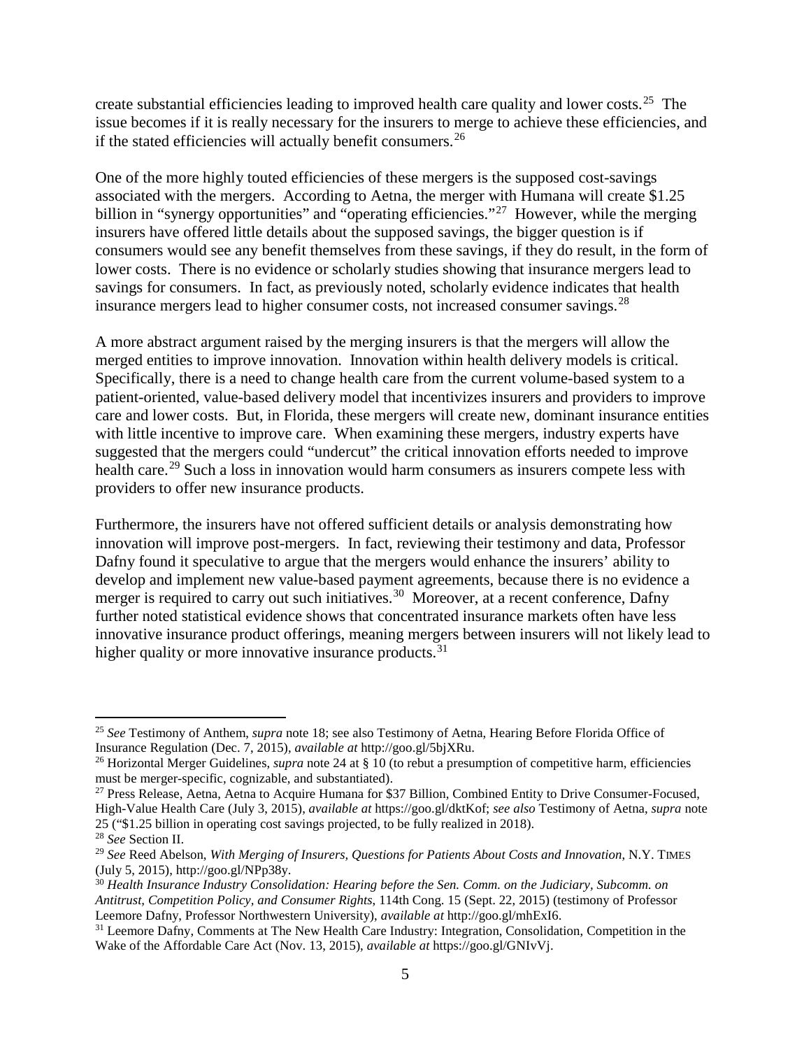create substantial efficiencies leading to improved health care quality and lower costs.[25] The issue becomes if it is really necessary for the insurers to merge to achieve these efficiencies, and if the stated efficiencies will actually benefit consumers.[26]

One of the more highly touted efficiencies of these mergers is the supposed cost-savings associated with the mergers. According to Aetna, the merger with Humana will create $1.25 billion in "synergy opportunities" and "operating efficiencies."[27] However, while the merging insurers have offered little details about the supposed savings, the bigger question is if consumers would see any benefit themselves from these savings, if they do result, in the form of lower costs. There is no evidence or scholarly studies showing that insurance mergers lead to savings for consumers. In fact, as previously noted, scholarly evidence indicates that health insurance mergers lead to higher consumer costs, not increased consumer savings.[28]

A more abstract argument raised by the merging insurers is that the mergers will allow the merged entities to improve innovation. Innovation within health delivery models is critical. Specifically, there is a need to change health care from the current volume-based system to a patient-oriented, value-based delivery model that incentivizes insurers and providers to improve care and lower costs. But, in Florida, these mergers will create new, dominant insurance entities with little incentive to improve care. When examining these mergers, industry experts have suggested that the mergers could "undercut" the critical innovation efforts needed to improve health care.[29] Such a loss in innovation would harm consumers as insurers compete less with providers to offer new insurance products.

Furthermore, the insurers have not offered sufficient details or analysis demonstrating how innovation will improve post-mergers. In fact, reviewing their testimony and data, Professor Dafny found it speculative to argue that the mergers would enhance the insurers' ability to develop and implement new value-based payment agreements, because there is no evidence a merger is required to carry out such initiatives.[30] Moreover, at a recent conference, Dafny further noted statistical evidence shows that concentrated insurance markets often have less innovative insurance product offerings, meaning mergers between insurers will not likely lead to higher quality or more innovative insurance products.[31]

---

[25] *See* Testimony of Anthem, *supra* note 18; see also Testimony of Aetna, Hearing Before Florida Office of Insurance Regulation (Dec. 7, 2015), *available at* http://goo.gl/5bjXRu.

[26] Horizontal Merger Guidelines, *supra* note 24 at § 10 (to rebut a presumption of competitive harm, efficiencies must be merger-specific, cognizable, and substantiated).

[27] Press Release, Aetna, Aetna to Acquire Humana for $37 Billion, Combined Entity to Drive Consumer-Focused, High-Value Health Care (July 3, 2015), *available at* https://goo.gl/dktKof; *see also* Testimony of Aetna, *supra* note 25 ("$1.25 billion in operating cost savings projected, to be fully realized in 2018).

[28] *See* Section II.

[29] *See* Reed Abelson, *With Merging of Insurers, Questions for Patients About Costs and Innovation*, N.Y. TIMES (July 5, 2015), http://goo.gl/NPp38y.

[30] *Health Insurance Industry Consolidation: Hearing before the Sen. Comm. on the Judiciary, Subcomm. on Antitrust, Competition Policy, and Consumer Rights*, 114th Cong. 15 (Sept. 22, 2015) (testimony of Professor Leemore Dafny, Professor Northwestern University), *available at* http://goo.gl/mhExI6.

[31] Leemore Dafny, Comments at The New Health Care Industry: Integration, Consolidation, Competition in the Wake of the Affordable Care Act (Nov. 13, 2015), *available at* https://goo.gl/GNIvVj.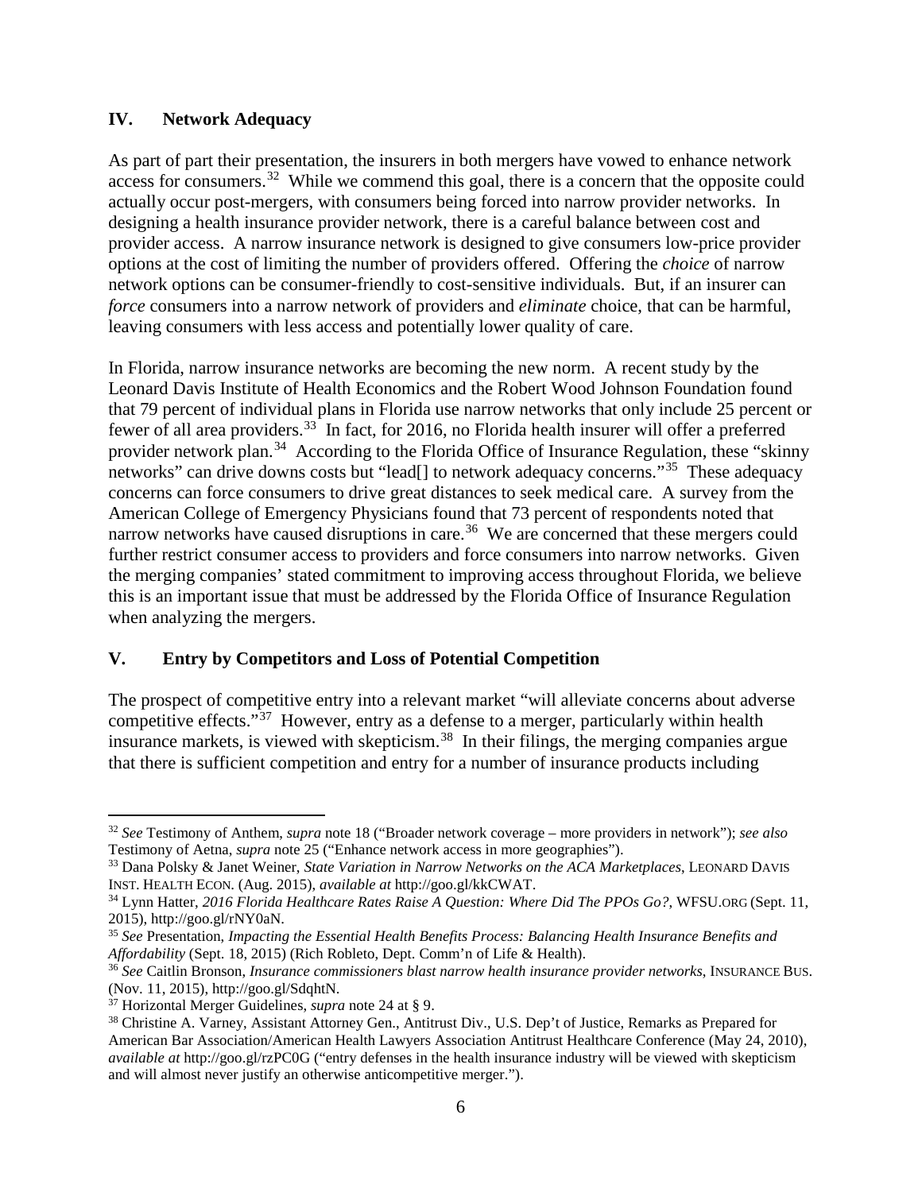## IV. Network Adequacy

As part of part their presentation, the insurers in both mergers have vowed to enhance network access for consumers.[32] While we commend this goal, there is a concern that the opposite could actually occur post-mergers, with consumers being forced into narrow provider networks. In designing a health insurance provider network, there is a careful balance between cost and provider access. A narrow insurance network is designed to give consumers low-price provider options at the cost of limiting the number of providers offered. Offering the *choice* of narrow network options can be consumer-friendly to cost-sensitive individuals. But, if an insurer can *force* consumers into a narrow network of providers and *eliminate* choice, that can be harmful, leaving consumers with less access and potentially lower quality of care.

In Florida, narrow insurance networks are becoming the new norm. A recent study by the Leonard Davis Institute of Health Economics and the Robert Wood Johnson Foundation found that 79 percent of individual plans in Florida use narrow networks that only include 25 percent or fewer of all area providers.[33] In fact, for 2016, no Florida health insurer will offer a preferred provider network plan.[34] According to the Florida Office of Insurance Regulation, these "skinny networks" can drive downs costs but "lead[] to network adequacy concerns."[35] These adequacy concerns can force consumers to drive great distances to seek medical care. A survey from the American College of Emergency Physicians found that 73 percent of respondents noted that narrow networks have caused disruptions in care.[36] We are concerned that these mergers could further restrict consumer access to providers and force consumers into narrow networks. Given the merging companies' stated commitment to improving access throughout Florida, we believe this is an important issue that must be addressed by the Florida Office of Insurance Regulation when analyzing the mergers.

## V. Entry by Competitors and Loss of Potential Competition

The prospect of competitive entry into a relevant market "will alleviate concerns about adverse competitive effects."[37] However, entry as a defense to a merger, particularly within health insurance markets, is viewed with skepticism.[38] In their filings, the merging companies argue that there is sufficient competition and entry for a number of insurance products including

---

[32] *See* Testimony of Anthem, *supra* note 18 ("Broader network coverage – more providers in network"); *see also* Testimony of Aetna, *supra* note 25 ("Enhance network access in more geographies").

[33] Dana Polsky & Janet Weiner, *State Variation in Narrow Networks on the ACA Marketplaces*, LEONARD DAVIS INST. HEALTH ECON. (Aug. 2015), *available at* http://goo.gl/kkCWAT.

[34] Lynn Hatter, *2016 Florida Healthcare Rates Raise A Question: Where Did The PPOs Go?*, WFSU.ORG (Sept. 11, 2015), http://goo.gl/rNY0aN.

[35] *See* Presentation, *Impacting the Essential Health Benefits Process: Balancing Health Insurance Benefits and Affordability* (Sept. 18, 2015) (Rich Robleto, Dept. Comm'n of Life & Health).

[36] *See* Caitlin Bronson, *Insurance commissioners blast narrow health insurance provider networks*, INSURANCE BUS. (Nov. 11, 2015), http://goo.gl/SdqhtN.

[37] Horizontal Merger Guidelines, *supra* note 24 at § 9.

[38] Christine A. Varney, Assistant Attorney Gen., Antitrust Div., U.S. Dep't of Justice, Remarks as Prepared for American Bar Association/American Health Lawyers Association Antitrust Healthcare Conference (May 24, 2010), *available at* http://goo.gl/rzPC0G ("entry defenses in the health insurance industry will be viewed with skepticism and will almost never justify an otherwise anticompetitive merger.").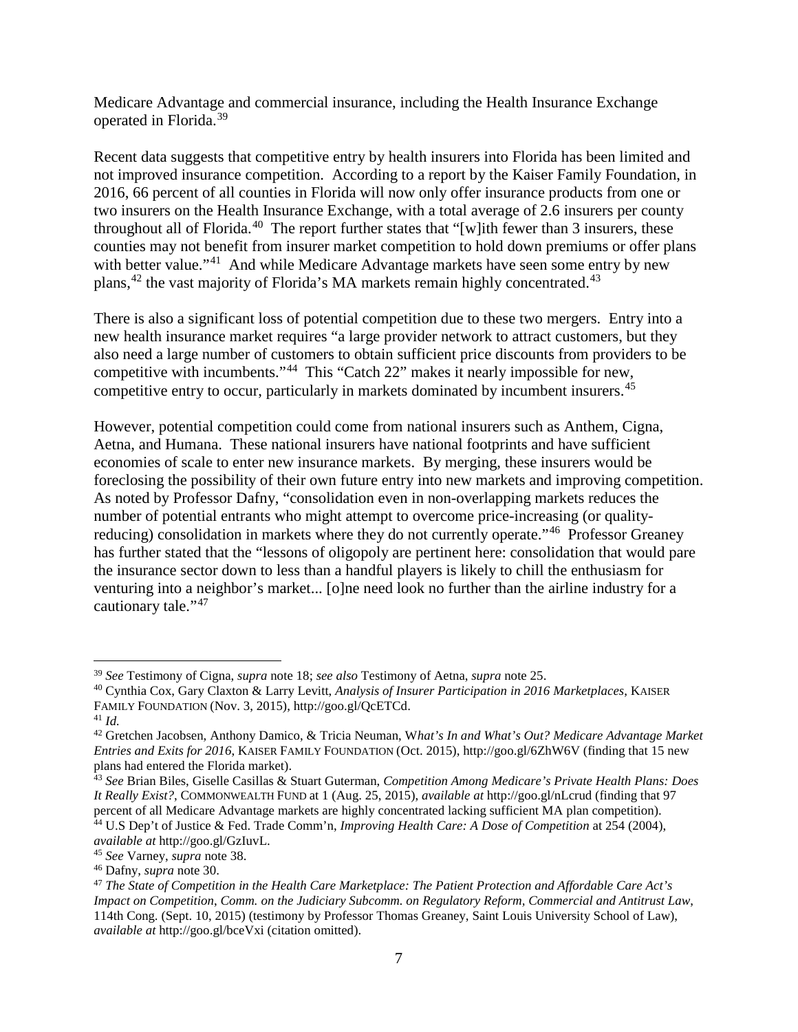Medicare Advantage and commercial insurance, including the Health Insurance Exchange operated in Florida.[39]

Recent data suggests that competitive entry by health insurers into Florida has been limited and not improved insurance competition. According to a report by the Kaiser Family Foundation, in 2016, 66 percent of all counties in Florida will now only offer insurance products from one or two insurers on the Health Insurance Exchange, with a total average of 2.6 insurers per county throughout all of Florida.[40] The report further states that "[w]ith fewer than 3 insurers, these counties may not benefit from insurer market competition to hold down premiums or offer plans with better value."[41] And while Medicare Advantage markets have seen some entry by new plans,[42] the vast majority of Florida's MA markets remain highly concentrated.[43]

There is also a significant loss of potential competition due to these two mergers. Entry into a new health insurance market requires "a large provider network to attract customers, but they also need a large number of customers to obtain sufficient price discounts from providers to be competitive with incumbents."[44] This "Catch 22" makes it nearly impossible for new, competitive entry to occur, particularly in markets dominated by incumbent insurers.[45]

However, potential competition could come from national insurers such as Anthem, Cigna, Aetna, and Humana. These national insurers have national footprints and have sufficient economies of scale to enter new insurance markets. By merging, these insurers would be foreclosing the possibility of their own future entry into new markets and improving competition. As noted by Professor Dafny, "consolidation even in non-overlapping markets reduces the number of potential entrants who might attempt to overcome price-increasing (or quality-reducing) consolidation in markets where they do not currently operate."[46] Professor Greaney has further stated that the "lessons of oligopoly are pertinent here: consolidation that would pare the insurance sector down to less than a handful players is likely to chill the enthusiasm for venturing into a neighbor's market... [o]ne need look no further than the airline industry for a cautionary tale."[47]

---

[39] *See* Testimony of Cigna, *supra* note 18; *see also* Testimony of Aetna, *supra* note 25.

[40] Cynthia Cox, Gary Claxton & Larry Levitt, *Analysis of Insurer Participation in 2016 Marketplaces*, KAISER FAMILY FOUNDATION (Nov. 3, 2015), http://goo.gl/QcETCd.

[41] *Id.*

[42] Gretchen Jacobsen, Anthony Damico, & Tricia Neuman, *What's In and What's Out? Medicare Advantage Market Entries and Exits for 2016*, KAISER FAMILY FOUNDATION (Oct. 2015), http://goo.gl/6ZhW6V (finding that 15 new plans had entered the Florida market).

[43] *See* Brian Biles, Giselle Casillas & Stuart Guterman, *Competition Among Medicare's Private Health Plans: Does It Really Exist?*, COMMONWEALTH FUND at 1 (Aug. 25, 2015), *available at* http://goo.gl/nLcrud (finding that 97 percent of all Medicare Advantage markets are highly concentrated lacking sufficient MA plan competition).

[44] U.S Dep't of Justice & Fed. Trade Comm'n, *Improving Health Care: A Dose of Competition* at 254 (2004), *available at* http://goo.gl/GzIuvL.

[45] *See* Varney, *supra* note 38.

[46] Dafny, *supra* note 30.

[47] *The State of Competition in the Health Care Marketplace: The Patient Protection and Affordable Care Act's Impact on Competition*, *Comm. on the Judiciary Subcomm. on Regulatory Reform, Commercial and Antitrust Law*, 114th Cong. (Sept. 10, 2015) (testimony by Professor Thomas Greaney, Saint Louis University School of Law), *available at* http://goo.gl/bceVxi (citation omitted).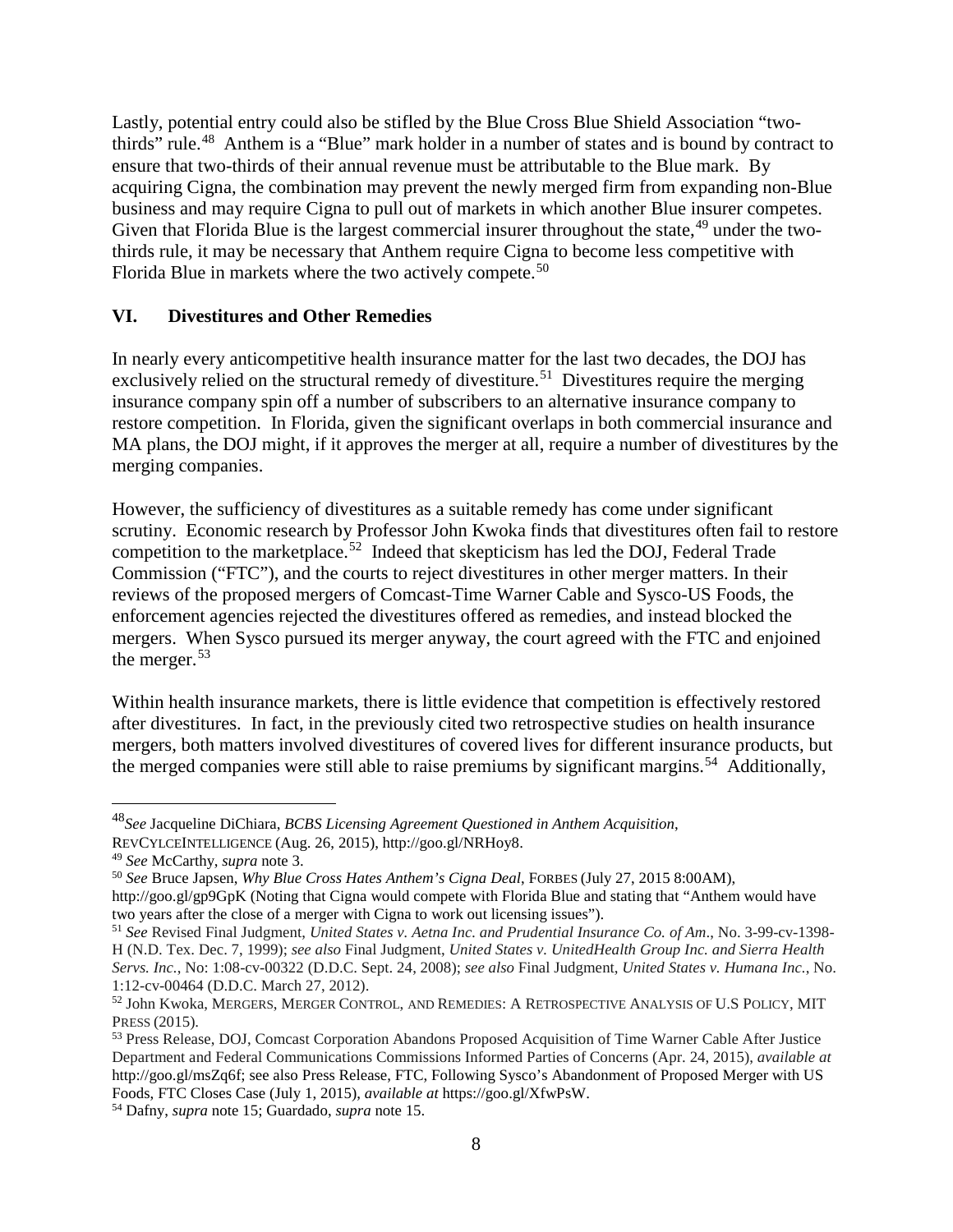Lastly, potential entry could also be stifled by the Blue Cross Blue Shield Association "two-thirds" rule.[48] Anthem is a "Blue" mark holder in a number of states and is bound by contract to ensure that two-thirds of their annual revenue must be attributable to the Blue mark. By acquiring Cigna, the combination may prevent the newly merged firm from expanding non-Blue business and may require Cigna to pull out of markets in which another Blue insurer competes. Given that Florida Blue is the largest commercial insurer throughout the state,[49] under the two-thirds rule, it may be necessary that Anthem require Cigna to become less competitive with Florida Blue in markets where the two actively compete.[50]

## VI. Divestitures and Other Remedies

In nearly every anticompetitive health insurance matter for the last two decades, the DOJ has exclusively relied on the structural remedy of divestiture.[51] Divestitures require the merging insurance company spin off a number of subscribers to an alternative insurance company to restore competition. In Florida, given the significant overlaps in both commercial insurance and MA plans, the DOJ might, if it approves the merger at all, require a number of divestitures by the merging companies.

However, the sufficiency of divestitures as a suitable remedy has come under significant scrutiny. Economic research by Professor John Kwoka finds that divestitures often fail to restore competition to the marketplace.[52] Indeed that skepticism has led the DOJ, Federal Trade Commission ("FTC"), and the courts to reject divestitures in other merger matters. In their reviews of the proposed mergers of Comcast-Time Warner Cable and Sysco-US Foods, the enforcement agencies rejected the divestitures offered as remedies, and instead blocked the mergers. When Sysco pursued its merger anyway, the court agreed with the FTC and enjoined the merger.[53]

Within health insurance markets, there is little evidence that competition is effectively restored after divestitures. In fact, in the previously cited two retrospective studies on health insurance mergers, both matters involved divestitures of covered lives for different insurance products, but the merged companies were still able to raise premiums by significant margins.[54] Additionally,

---

[48] *See* Jacqueline DiChiara, *BCBS Licensing Agreement Questioned in Anthem Acquisition*, RevCylceIntelligence (Aug. 26, 2015), http://goo.gl/NRHoy8.

[49] *See* McCarthy, *supra* note 3.

[50] *See* Bruce Japsen, *Why Blue Cross Hates Anthem's Cigna Deal*, Forbes (July 27, 2015 8:00AM), http://goo.gl/gp9GpK (Noting that Cigna would compete with Florida Blue and stating that "Anthem would have two years after the close of a merger with Cigna to work out licensing issues").

[51] *See* Revised Final Judgment, *United States v. Aetna Inc. and Prudential Insurance Co. of Am*., No. 3-99-cv-1398-H (N.D. Tex. Dec. 7, 1999); *see also* Final Judgment, *United States v. UnitedHealth Group Inc. and Sierra Health Servs. Inc.*, No: 1:08-cv-00322 (D.D.C. Sept. 24, 2008); *see also* Final Judgment, *United States v. Humana Inc.*, No. 1:12-cv-00464 (D.D.C. March 27, 2012).

[52] John Kwoka, Mergers, Merger Control, and Remedies: A Retrospective Analysis of U.S Policy, MIT Press (2015).

[53] Press Release, DOJ, Comcast Corporation Abandons Proposed Acquisition of Time Warner Cable After Justice Department and Federal Communications Commissions Informed Parties of Concerns (Apr. 24, 2015), *available at* http://goo.gl/msZq6f; see also Press Release, FTC, Following Sysco's Abandonment of Proposed Merger with US Foods, FTC Closes Case (July 1, 2015), *available at* https://goo.gl/XfwPsW.

[54] Dafny, *supra* note 15; Guardado, *supra* note 15.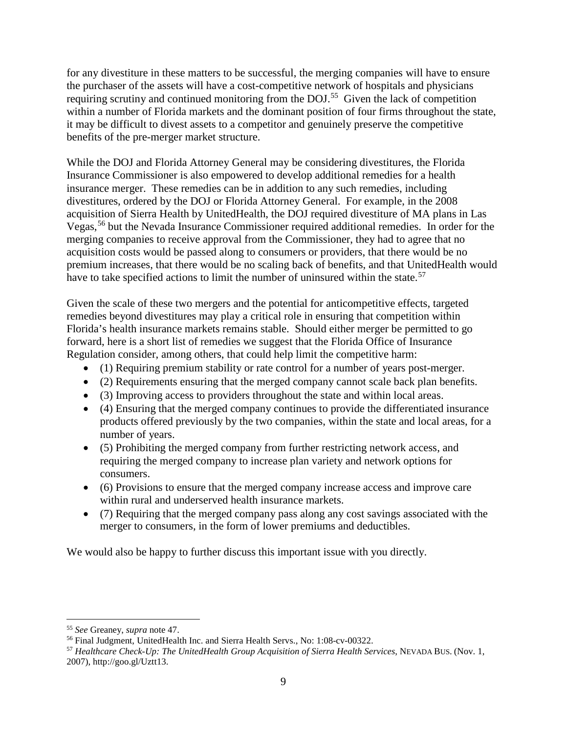for any divestiture in these matters to be successful, the merging companies will have to ensure the purchaser of the assets will have a cost-competitive network of hospitals and physicians requiring scrutiny and continued monitoring from the DOJ.[55] Given the lack of competition within a number of Florida markets and the dominant position of four firms throughout the state, it may be difficult to divest assets to a competitor and genuinely preserve the competitive benefits of the pre-merger market structure.

While the DOJ and Florida Attorney General may be considering divestitures, the Florida Insurance Commissioner is also empowered to develop additional remedies for a health insurance merger. These remedies can be in addition to any such remedies, including divestitures, ordered by the DOJ or Florida Attorney General. For example, in the 2008 acquisition of Sierra Health by UnitedHealth, the DOJ required divestiture of MA plans in Las Vegas,[56] but the Nevada Insurance Commissioner required additional remedies. In order for the merging companies to receive approval from the Commissioner, they had to agree that no acquisition costs would be passed along to consumers or providers, that there would be no premium increases, that there would be no scaling back of benefits, and that UnitedHealth would have to take specified actions to limit the number of uninsured within the state.[57]

Given the scale of these two mergers and the potential for anticompetitive effects, targeted remedies beyond divestitures may play a critical role in ensuring that competition within Florida's health insurance markets remains stable. Should either merger be permitted to go forward, here is a short list of remedies we suggest that the Florida Office of Insurance Regulation consider, among others, that could help limit the competitive harm:

- (1) Requiring premium stability or rate control for a number of years post-merger.
- (2) Requirements ensuring that the merged company cannot scale back plan benefits.
- (3) Improving access to providers throughout the state and within local areas.
- (4) Ensuring that the merged company continues to provide the differentiated insurance products offered previously by the two companies, within the state and local areas, for a number of years.
- (5) Prohibiting the merged company from further restricting network access, and requiring the merged company to increase plan variety and network options for consumers.
- (6) Provisions to ensure that the merged company increase access and improve care within rural and underserved health insurance markets.
- (7) Requiring that the merged company pass along any cost savings associated with the merger to consumers, in the form of lower premiums and deductibles.

We would also be happy to further discuss this important issue with you directly.

---

[55] *See* Greaney, *supra* note 47.

[56] Final Judgment, UnitedHealth Inc. and Sierra Health Servs., No: 1:08-cv-00322.

[57] *Healthcare Check-Up: The UnitedHealth Group Acquisition of Sierra Health Services*, NEVADA BUS. (Nov. 1, 2007), http://goo.gl/Uztt13.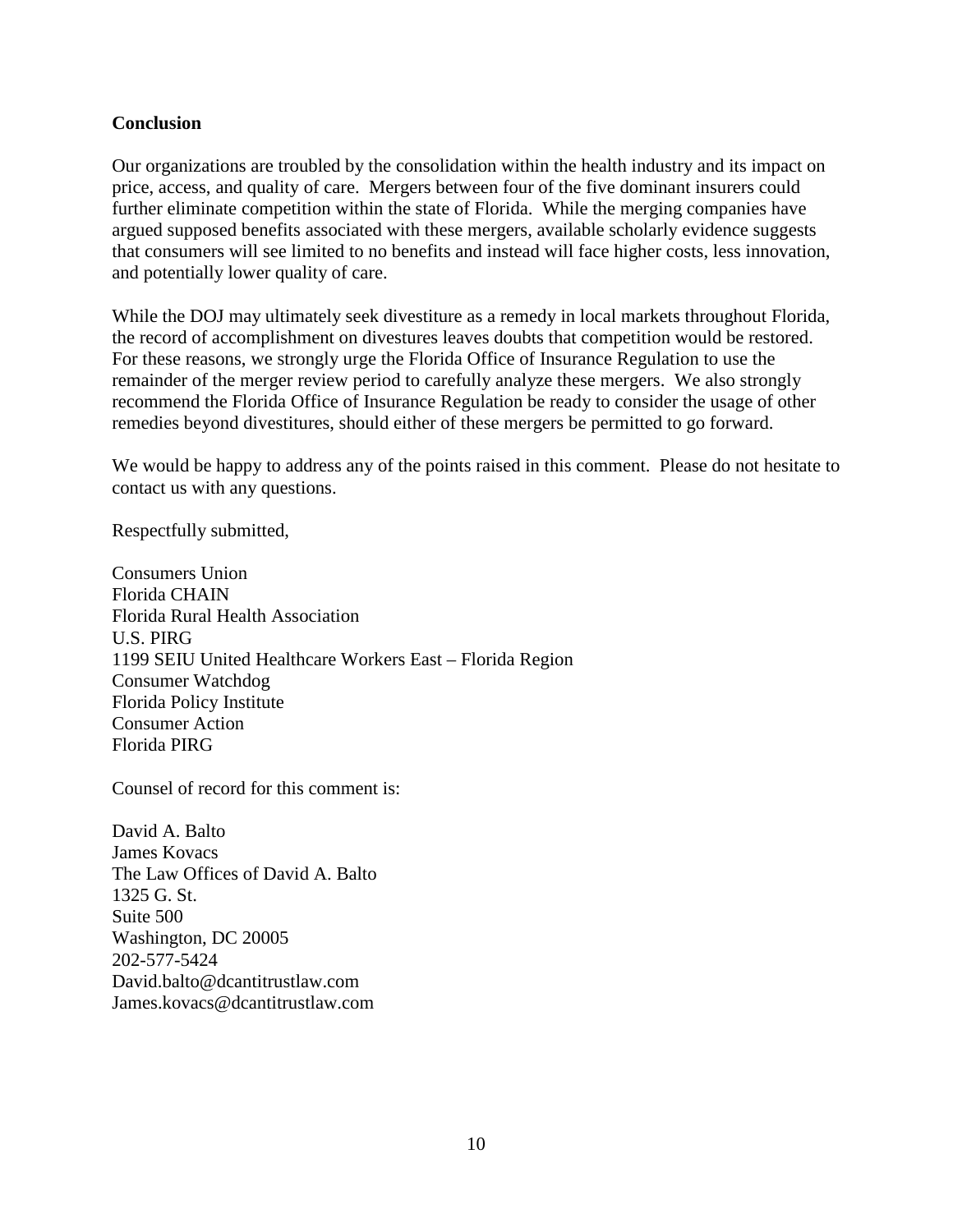## Conclusion

Our organizations are troubled by the consolidation within the health industry and its impact on price, access, and quality of care. Mergers between four of the five dominant insurers could further eliminate competition within the state of Florida. While the merging companies have argued supposed benefits associated with these mergers, available scholarly evidence suggests that consumers will see limited to no benefits and instead will face higher costs, less innovation, and potentially lower quality of care.

While the DOJ may ultimately seek divestiture as a remedy in local markets throughout Florida, the record of accomplishment on divestures leaves doubts that competition would be restored. For these reasons, we strongly urge the Florida Office of Insurance Regulation to use the remainder of the merger review period to carefully analyze these mergers. We also strongly recommend the Florida Office of Insurance Regulation be ready to consider the usage of other remedies beyond divestitures, should either of these mergers be permitted to go forward.

We would be happy to address any of the points raised in this comment. Please do not hesitate to contact us with any questions.

Respectfully submitted,

Consumers Union
Florida CHAIN
Florida Rural Health Association
U.S. PIRG
1199 SEIU United Healthcare Workers East – Florida Region
Consumer Watchdog
Florida Policy Institute
Consumer Action
Florida PIRG

Counsel of record for this comment is:

David A. Balto
James Kovacs
The Law Offices of David A. Balto
1325 G. St.
Suite 500
Washington, DC 20005
202-577-5424
David.balto@dcantitrustlaw.com
James.kovacs@dcantitrustlaw.com